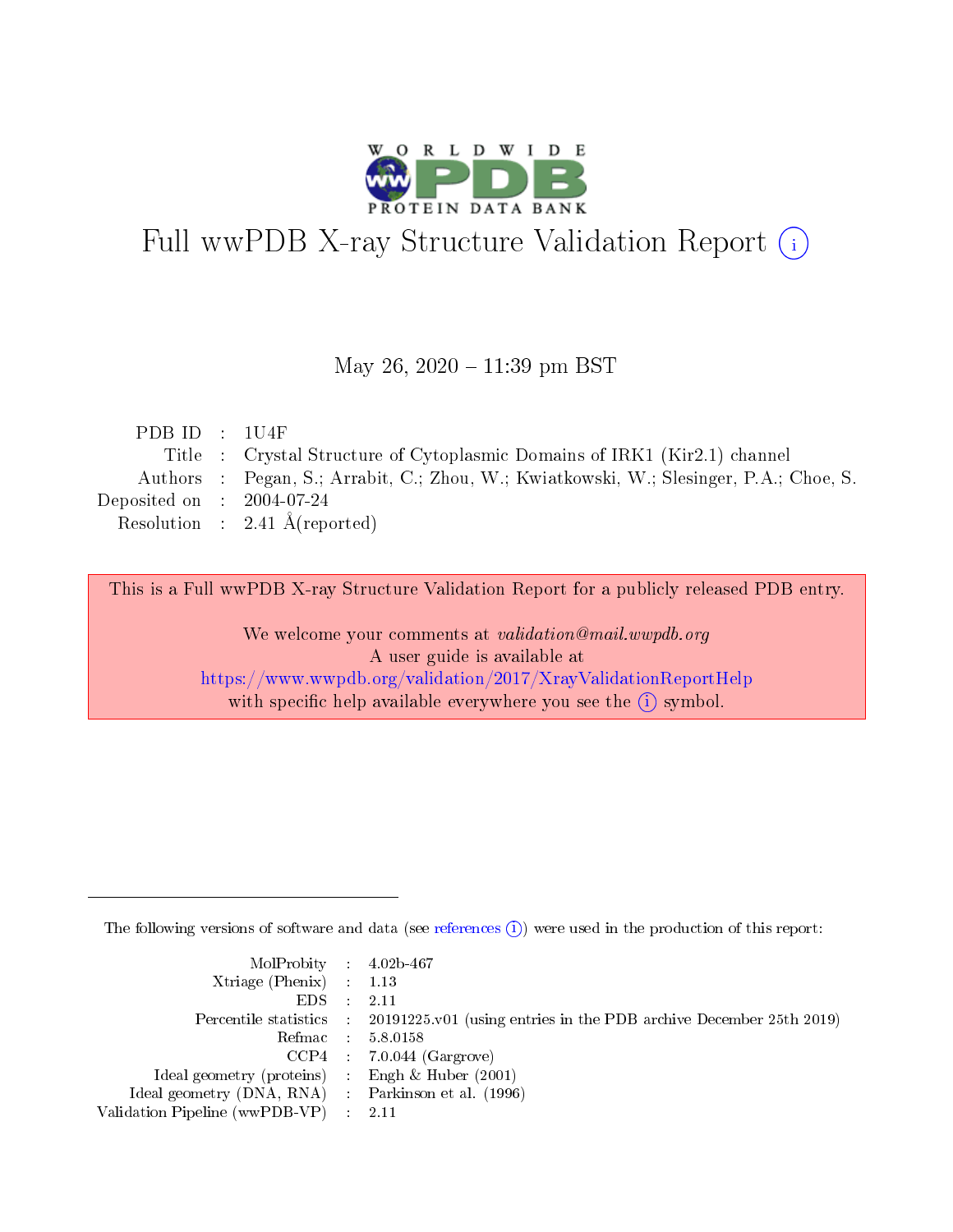# Full wwPDB X-ray Structure Validation Report (i)

May 26, 2020 – 11:39 pm BST

| | | |
|---|---|---|
| PDB ID | : | 1U4F |
| Title | : | Crystal Structure of Cytoplasmic Domains of IRK1 (Kir2.1) channel |
| Authors | : | Pegan, S.; Arrabit, C.; Zhou, W.; Kwiatkowski, W.; Slesinger, P.A.; Choe, S. |
| Deposited on | : | 2004-07-24 |
| Resolution | : | 2.41 Å(reported) |

This is a Full wwPDB X-ray Structure Validation Report for a publicly released PDB entry.

We welcome your comments at *validation@mail.wwpdb.org*
A user guide is available at
https://www.wwpdb.org/validation/2017/XrayValidationReportHelp
with specific help available everywhere you see the (i) symbol.

The following versions of software and data (see references (i)) were used in the production of this report:

| | | |
|---|---|---|
| MolProbity | : | 4.02b-467 |
| Xtriage (Phenix) | : | 1.13 |
| EDS | : | 2.11 |
| Percentile statistics | : | 20191225.v01 (using entries in the PDB archive December 25th 2019) |
| Refmac | : | 5.8.0158 |
| CCP4 | : | 7.0.044 (Gargrove) |
| Ideal geometry (proteins) | : | Engh & Huber (2001) |
| Ideal geometry (DNA, RNA) | : | Parkinson et al. (1996) |
| Validation Pipeline (wwPDB-VP) | : | 2.11 |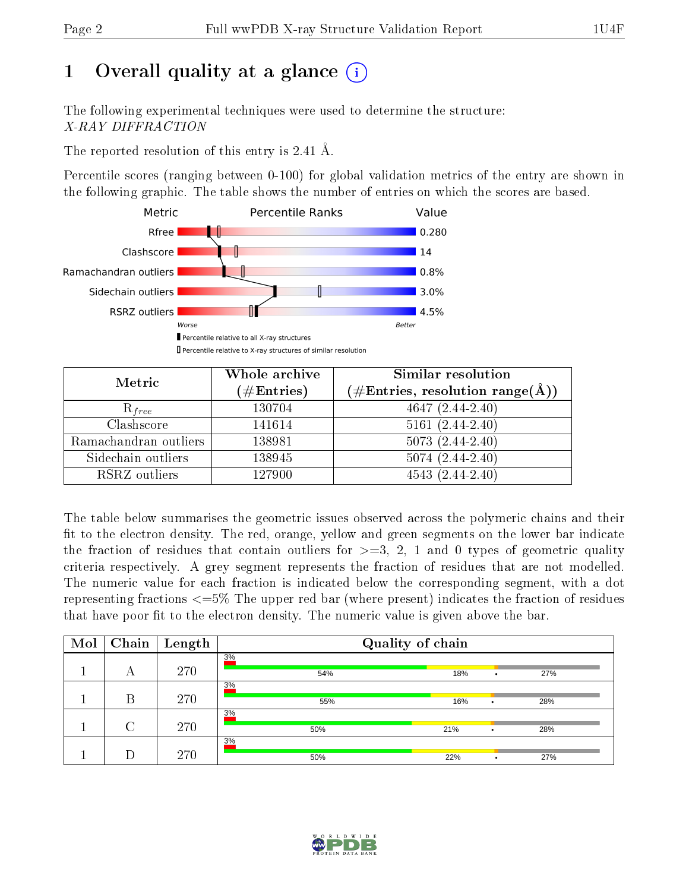# 1 Overall quality at a glance (i)

The following experimental techniques were used to determine the structure:
*X-RAY DIFFRACTION*

The reported resolution of this entry is 2.41 Å.

Percentile scores (ranging between 0-100) for global validation metrics of the entry are shown in the following graphic. The table shows the number of entries on which the scores are based.

Metric | Percentile Ranks | Value

Rfree 0.280

Clashscore 14

Ramachandran outliers 0.8%

Sidechain outliers 3.0%

RSRZ outliers 4.5%

Worse | Better

Percentile relative to all X-ray structures

Percentile relative to X-ray structures of similar resolution

| Metric | Whole archive (#Entries) | Similar resolution (#Entries, resolution range(Å)) |
|---|---|---|
| $R_{free}$ | 130704 | 4647 (2.44-2.40) |
| Clashscore | 141614 | 5161 (2.44-2.40) |
| Ramachandran outliers | 138981 | 5073 (2.44-2.40) |
| Sidechain outliers | 138945 | 5074 (2.44-2.40) |
| RSRZ outliers | 127900 | 4543 (2.44-2.40) |

The table below summarises the geometric issues observed across the polymeric chains and their fit to the electron density. The red, orange, yellow and green segments on the lower bar indicate the fraction of residues that contain outliers for >=3, 2, 1 and 0 types of geometric quality criteria respectively. A grey segment represents the fraction of residues that are not modelled. The numeric value for each fraction is indicated below the corresponding segment, with a dot representing fractions <=5% The upper red bar (where present) indicates the fraction of residues that have poor fit to the electron density. The numeric value is given above the bar.

| Mol | Chain | Length | Quality of chain |
|---|---|---|---|
| 1 | A | 270 | 3% / 54% 18% • 27% |
| 1 | B | 270 | 3% / 55% 16% • 28% |
| 1 | C | 270 | 3% / 50% 21% • 28% |
| 1 | D | 270 | 3% / 50% 22% • 27% |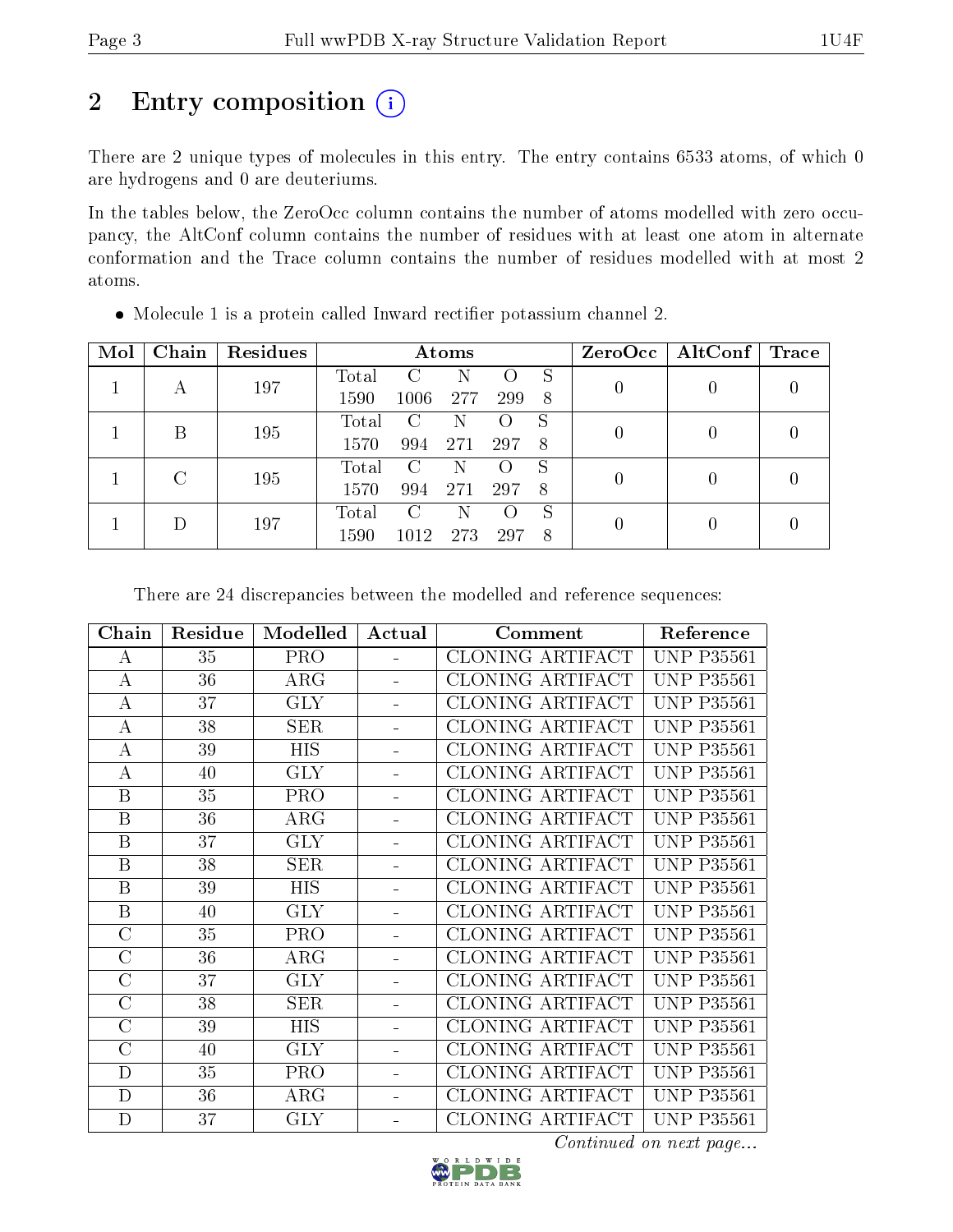# 2 Entry composition

There are 2 unique types of molecules in this entry. The entry contains 6533 atoms, of which 0 are hydrogens and 0 are deuteriums.

In the tables below, the ZeroOcc column contains the number of atoms modelled with zero occupancy, the AltConf column contains the number of residues with at least one atom in alternate conformation and the Trace column contains the number of residues modelled with at most 2 atoms.

- Molecule 1 is a protein called Inward rectifier potassium channel 2.

| Mol | Chain | Residues | Atoms | | | | | ZeroOcc | AltConf | Trace |
|---|---|---|---|---|---|---|---|---|---|---|
| 1 | A | 197 | Total<br>1590 | C<br>1006 | N<br>277 | O<br>299 | S<br>8 | 0 | 0 | 0 |
| 1 | B | 195 | Total<br>1570 | C<br>994 | N<br>271 | O<br>297 | S<br>8 | 0 | 0 | 0 |
| 1 | C | 195 | Total<br>1570 | C<br>994 | N<br>271 | O<br>297 | S<br>8 | 0 | 0 | 0 |
| 1 | D | 197 | Total<br>1590 | C<br>1012 | N<br>273 | O<br>297 | S<br>8 | 0 | 0 | 0 |

There are 24 discrepancies between the modelled and reference sequences:

| Chain | Residue | Modelled | Actual | Comment | Reference |
|---|---|---|---|---|---|
| A | 35 | PRO | - | CLONING ARTIFACT | UNP P35561 |
| A | 36 | ARG | - | CLONING ARTIFACT | UNP P35561 |
| A | 37 | GLY | - | CLONING ARTIFACT | UNP P35561 |
| A | 38 | SER | - | CLONING ARTIFACT | UNP P35561 |
| A | 39 | HIS | - | CLONING ARTIFACT | UNP P35561 |
| A | 40 | GLY | - | CLONING ARTIFACT | UNP P35561 |
| B | 35 | PRO | - | CLONING ARTIFACT | UNP P35561 |
| B | 36 | ARG | - | CLONING ARTIFACT | UNP P35561 |
| B | 37 | GLY | - | CLONING ARTIFACT | UNP P35561 |
| B | 38 | SER | - | CLONING ARTIFACT | UNP P35561 |
| B | 39 | HIS | - | CLONING ARTIFACT | UNP P35561 |
| B | 40 | GLY | - | CLONING ARTIFACT | UNP P35561 |
| C | 35 | PRO | - | CLONING ARTIFACT | UNP P35561 |
| C | 36 | ARG | - | CLONING ARTIFACT | UNP P35561 |
| C | 37 | GLY | - | CLONING ARTIFACT | UNP P35561 |
| C | 38 | SER | - | CLONING ARTIFACT | UNP P35561 |
| C | 39 | HIS | - | CLONING ARTIFACT | UNP P35561 |
| C | 40 | GLY | - | CLONING ARTIFACT | UNP P35561 |
| D | 35 | PRO | - | CLONING ARTIFACT | UNP P35561 |
| D | 36 | ARG | - | CLONING ARTIFACT | UNP P35561 |
| D | 37 | GLY | - | CLONING ARTIFACT | UNP P35561 |

*Continued on next page...*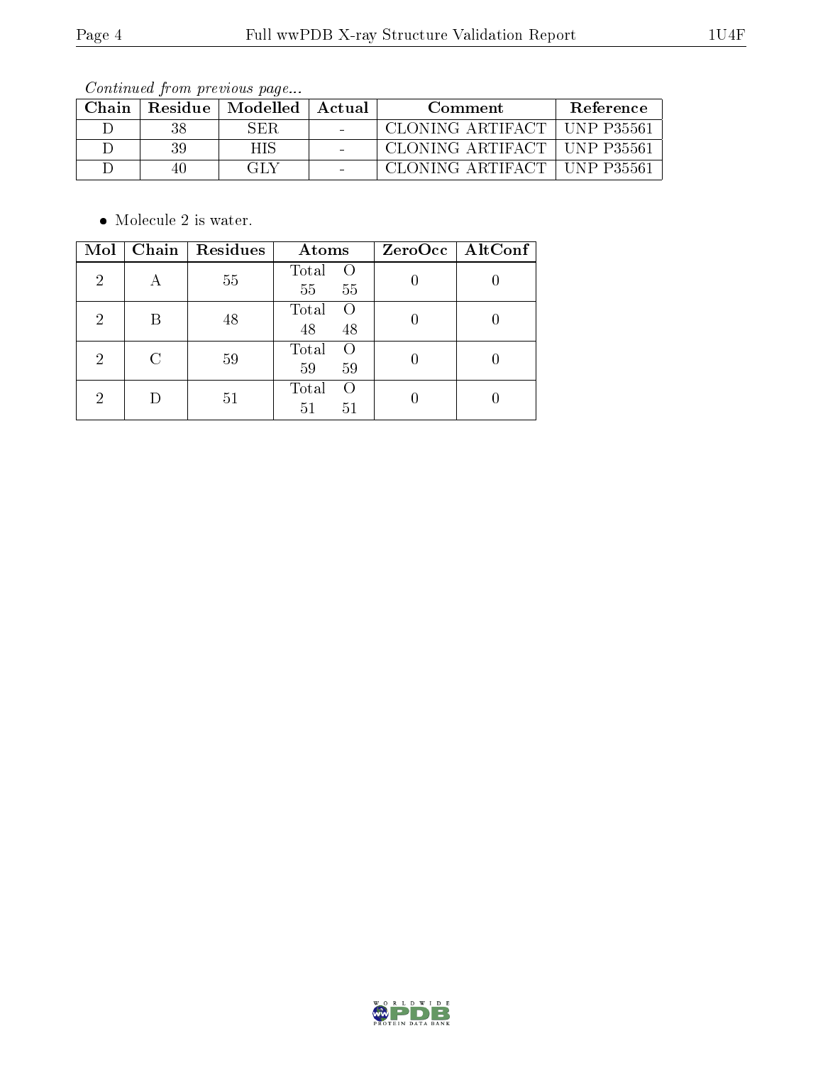*Continued from previous page...*

| Chain | Residue | Modelled | Actual | Comment | Reference |
|---|---|---|---|---|---|
| D | 38 | SER | - | CLONING ARTIFACT | UNP P35561 |
| D | 39 | HIS | - | CLONING ARTIFACT | UNP P35561 |
| D | 40 | GLY | - | CLONING ARTIFACT | UNP P35561 |

- Molecule 2 is water.

| Mol | Chain | Residues | Atoms | | ZeroOcc | AltConf |
|---|---|---|---|---|---|---|
| 2 | A | 55 | Total 55 | O 55 | 0 | 0 |
| 2 | B | 48 | Total 48 | O 48 | 0 | 0 |
| 2 | C | 59 | Total 59 | O 59 | 0 | 0 |
| 2 | D | 51 | Total 51 | O 51 | 0 | 0 |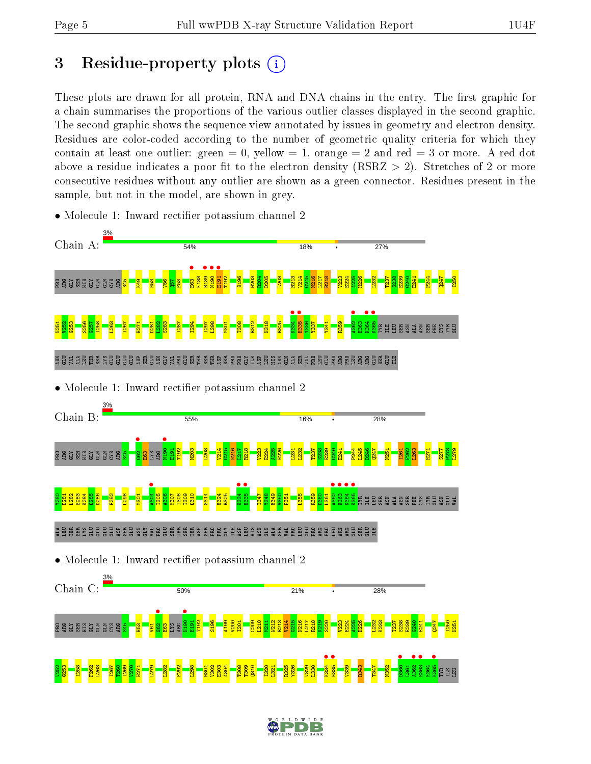# 3 Residue-property plots

These plots are drawn for all protein, RNA and DNA chains in the entry. The first graphic for a chain summarises the proportions of the various outlier classes displayed in the second graphic. The second graphic shows the sequence view annotated by issues in geometry and electron density. Residues are color-coded according to the number of geometric quality criteria for which they contain at least one outlier: green = 0, yellow = 1, orange = 2 and red = 3 or more. A red dot above a residue indicates a poor fit to the electron density (RSRZ > 2). Stretches of 2 or more consecutive residues without any outlier are shown as a green connector. Residues present in the sample, but not in the model, are shown in grey.

- Molecule 1: Inward rectifier potassium channel 2

Chain A:

3%

54%

18%

•

27%

- Molecule 1: Inward rectifier potassium channel 2

Chain B:

3%

55%

16%

•

28%

- Molecule 1: Inward rectifier potassium channel 2

Chain C:

3%

50%

21%

•

28%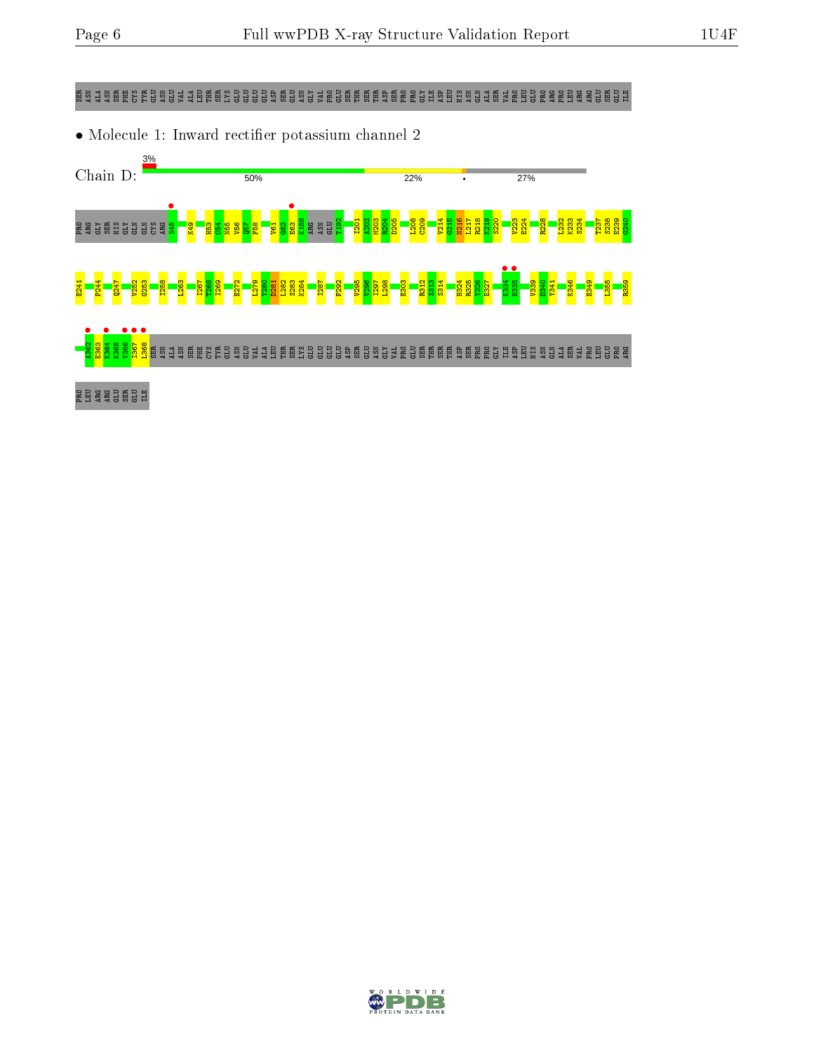SER ASN ALA ASN SER PHE CYS TYR GLU ASN GLU VAL ALA LEU THR SER LYS GLU GLU GLU ASP SER GLU ASN GLY VAL PRO GLU SER THR SER THR ASP SER PRO PRO GLY ILE ASP LEU HIS ASN GLN ALA SER VAL PRO LEU GLU PRO ARG PRO LEU ARG ARG GLU SER GLU ILE

• Molecule 1: Inward rectifier potassium channel 2

Chain D:

3%

50%

22%

•

27%

PRO ARG GLY SER HIS GLY GLN GLN CYS ARG S45 K49 H53 C54 N55 V56 Q57 F58 V61 G62 R63 K188 ARG ASN GLU T192 I201 A202 M203 K204 D205 L208 C209 V214 G215 N216 L217 R218 K219 S220 V223 E224 R228 L232 K233 S234 T237 S238 E239 G240

E241 P244 Q247 V252 G253 I258 L263 I267 T268 I269 E272 L279 V280 D281 L282 S283 K284 I287 F292 V295 V296 I297 L298 E303 R312 S313 S314 H324 R325 Y326 E327 K334 H335 V339 D340 Y341 K346 E349 L355 R359

A362 E363 K364 K365 Y366 I367 L368 SER ASN ALA ASN SER PHE CYS TYR GLU ASN GLU VAL ALA LEU THR SER LYS GLU GLU GLU ASP SER GLU ASN GLY VAL PRO GLU SER THR SER THR ASP SER PRO PRO GLY ILE ASP LEU HIS ASN GLN ALA SER VAL PRO LEU GLU PRO ARG

PRO LEU ARG ARG GLU SER GLU ILE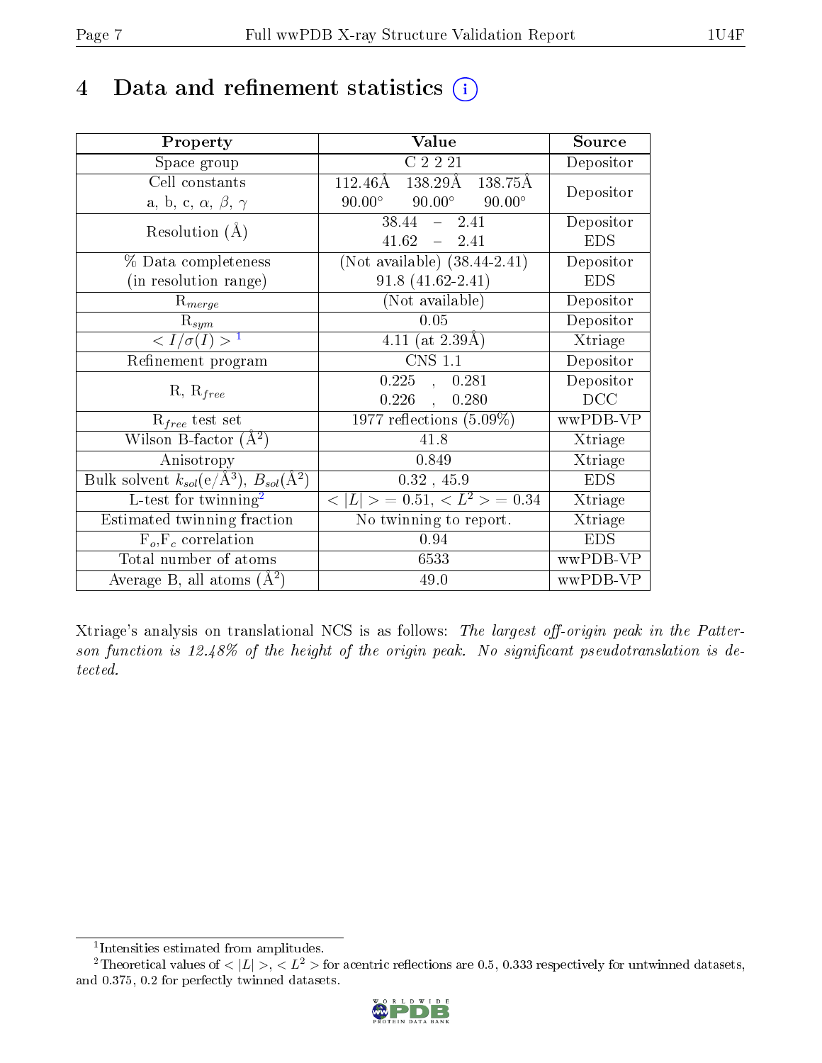# 4 Data and refinement statistics (i)

| Property | Value | Source |
|---|---|---|
| Space group | C 2 2 21 | Depositor |
| Cell constants<br>a, b, c, $\alpha$, $\beta$, $\gamma$ | 112.46Å 138.29Å 138.75Å<br>90.00° 90.00° 90.00° | Depositor |
| Resolution (Å) | 38.44 – 2.41<br>41.62 – 2.41 | Depositor<br>EDS |
| % Data completeness<br>(in resolution range) | (Not available) (38.44-2.41)<br>91.8 (41.62-2.41) | Depositor<br>EDS |
| $R_{merge}$ | (Not available) | Depositor |
| $R_{sym}$ | 0.05 | Depositor |
| $< I/\sigma(I) >$ [1] | 4.11 (at 2.39Å) | Xtriage |
| Refinement program | CNS 1.1 | Depositor |
| R, $R_{free}$ | 0.225 , 0.281<br>0.226 , 0.280 | Depositor<br>DCC |
| $R_{free}$ test set | 1977 reflections (5.09%) | wwPDB-VP |
| Wilson B-factor (Å$^2$) | 41.8 | Xtriage |
| Anisotropy | 0.849 | Xtriage |
| Bulk solvent $k_{sol}$(e/Å$^3$), $B_{sol}$(Å$^2$) | 0.32 , 45.9 | EDS |
| L-test for twinning[2] | $< \|L\| >$ = 0.51, $< L^2 >$ = 0.34 | Xtriage |
| Estimated twinning fraction | No twinning to report. | Xtriage |
| $F_o$,$F_c$ correlation | 0.94 | EDS |
| Total number of atoms | 6533 | wwPDB-VP |
| Average B, all atoms (Å$^2$) | 49.0 | wwPDB-VP |

Xtriage's analysis on translational NCS is as follows: *The largest off-origin peak in the Patterson function is 12.48% of the height of the origin peak. No significant pseudotranslation is detected.*

[1] Intensities estimated from amplitudes.

[2] Theoretical values of $< |L| >$, $< L^2 >$ for acentric reflections are 0.5, 0.333 respectively for untwinned datasets, and 0.375, 0.2 for perfectly twinned datasets.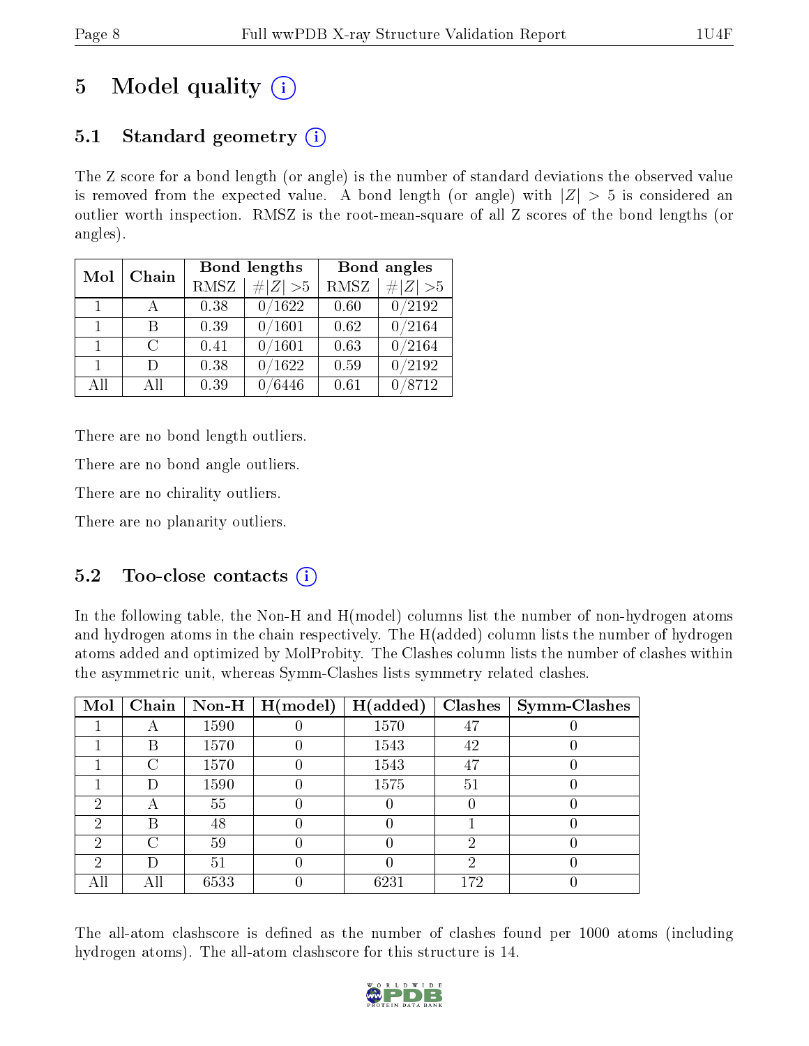# 5 Model quality (i)

## 5.1 Standard geometry (i)

The Z score for a bond length (or angle) is the number of standard deviations the observed value is removed from the expected value. A bond length (or angle) with $|Z| > 5$ is considered an outlier worth inspection. RMSZ is the root-mean-square of all Z scores of the bond lengths (or angles).

| Mol | Chain | Bond lengths | | Bond angles | |
|---|---|---|---|---|---|
| | | RMSZ | $\#\|Z\| >5$ | RMSZ | $\#\|Z\| >5$ |
| 1 | A | 0.38 | 0/1622 | 0.60 | 0/2192 |
| 1 | B | 0.39 | 0/1601 | 0.62 | 0/2164 |
| 1 | C | 0.41 | 0/1601 | 0.63 | 0/2164 |
| 1 | D | 0.38 | 0/1622 | 0.59 | 0/2192 |
| All | All | 0.39 | 0/6446 | 0.61 | 0/8712 |

There are no bond length outliers.

There are no bond angle outliers.

There are no chirality outliers.

There are no planarity outliers.

## 5.2 Too-close contacts (i)

In the following table, the Non-H and H(model) columns list the number of non-hydrogen atoms and hydrogen atoms in the chain respectively. The H(added) column lists the number of hydrogen atoms added and optimized by MolProbity. The Clashes column lists the number of clashes within the asymmetric unit, whereas Symm-Clashes lists symmetry related clashes.

| Mol | Chain | Non-H | H(model) | H(added) | Clashes | Symm-Clashes |
|---|---|---|---|---|---|---|
| 1 | A | 1590 | 0 | 1570 | 47 | 0 |
| 1 | B | 1570 | 0 | 1543 | 42 | 0 |
| 1 | C | 1570 | 0 | 1543 | 47 | 0 |
| 1 | D | 1590 | 0 | 1575 | 51 | 0 |
| 2 | A | 55 | 0 | 0 | 0 | 0 |
| 2 | B | 48 | 0 | 0 | 1 | 0 |
| 2 | C | 59 | 0 | 0 | 2 | 0 |
| 2 | D | 51 | 0 | 0 | 2 | 0 |
| All | All | 6533 | 0 | 6231 | 172 | 0 |

The all-atom clashscore is defined as the number of clashes found per 1000 atoms (including hydrogen atoms). The all-atom clashscore for this structure is 14.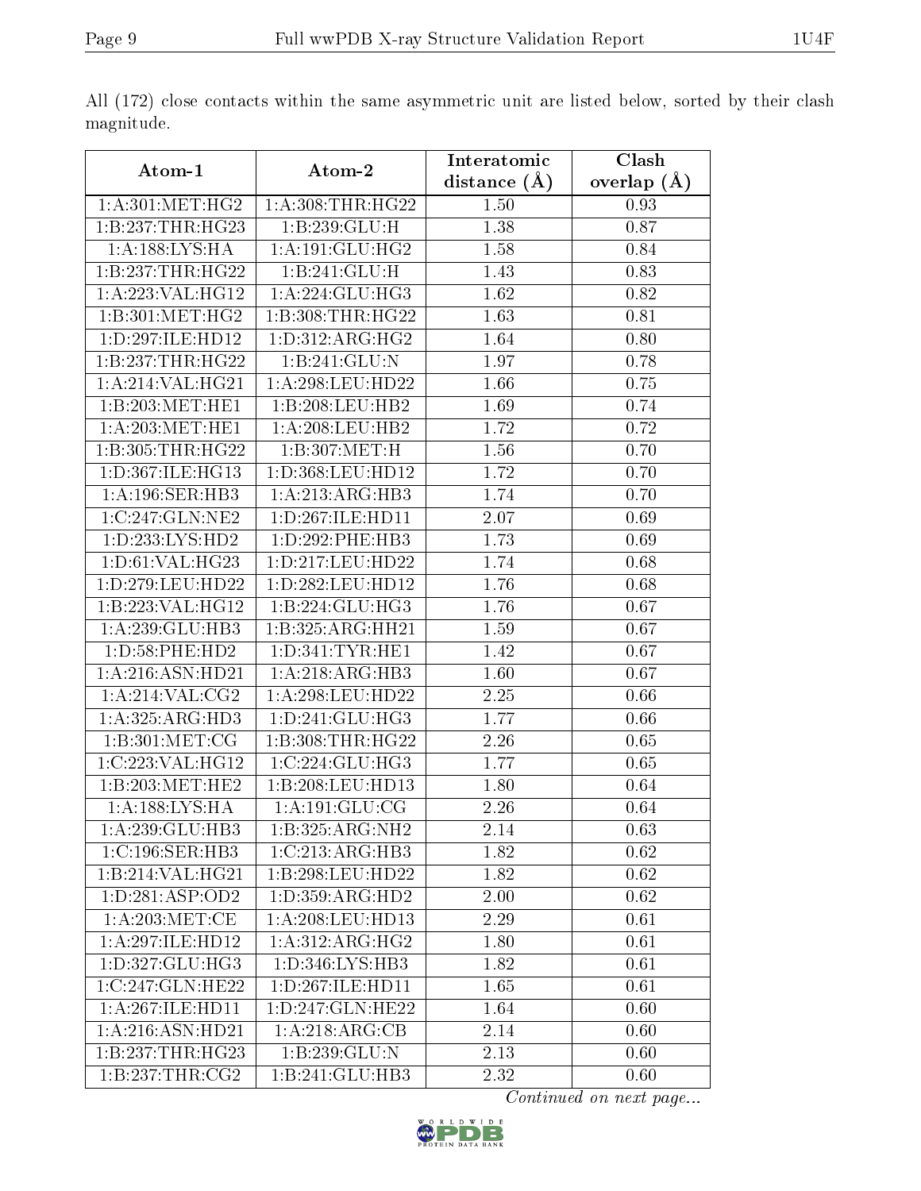All (172) close contacts within the same asymmetric unit are listed below, sorted by their clash magnitude.

| Atom-1 | Atom-2 | Interatomic distance (Å) | Clash overlap (Å) |
|---|---|---|---|
| 1:A:301:MET:HG2 | 1:A:308:THR:HG22 | 1.50 | 0.93 |
| 1:B:237:THR:HG23 | 1:B:239:GLU:H | 1.38 | 0.87 |
| 1:A:188:LYS:HA | 1:A:191:GLU:HG2 | 1.58 | 0.84 |
| 1:B:237:THR:HG22 | 1:B:241:GLU:H | 1.43 | 0.83 |
| 1:A:223:VAL:HG12 | 1:A:224:GLU:HG3 | 1.62 | 0.82 |
| 1:B:301:MET:HG2 | 1:B:308:THR:HG22 | 1.63 | 0.81 |
| 1:D:297:ILE:HD12 | 1:D:312:ARG:HG2 | 1.64 | 0.80 |
| 1:B:237:THR:HG22 | 1:B:241:GLU:N | 1.97 | 0.78 |
| 1:A:214:VAL:HG21 | 1:A:298:LEU:HD22 | 1.66 | 0.75 |
| 1:B:203:MET:HE1 | 1:B:208:LEU:HB2 | 1.69 | 0.74 |
| 1:A:203:MET:HE1 | 1:A:208:LEU:HB2 | 1.72 | 0.72 |
| 1:B:305:THR:HG22 | 1:B:307:MET:H | 1.56 | 0.70 |
| 1:D:367:ILE:HG13 | 1:D:368:LEU:HD12 | 1.72 | 0.70 |
| 1:A:196:SER:HB3 | 1:A:213:ARG:HB3 | 1.74 | 0.70 |
| 1:C:247:GLN:NE2 | 1:D:267:ILE:HD11 | 2.07 | 0.69 |
| 1:D:233:LYS:HD2 | 1:D:292:PHE:HB3 | 1.73 | 0.69 |
| 1:D:61:VAL:HG23 | 1:D:217:LEU:HD22 | 1.74 | 0.68 |
| 1:D:279:LEU:HD22 | 1:D:282:LEU:HD12 | 1.76 | 0.68 |
| 1:B:223:VAL:HG12 | 1:B:224:GLU:HG3 | 1.76 | 0.67 |
| 1:A:239:GLU:HB3 | 1:B:325:ARG:HH21 | 1.59 | 0.67 |
| 1:D:58:PHE:HD2 | 1:D:341:TYR:HE1 | 1.42 | 0.67 |
| 1:A:216:ASN:HD21 | 1:A:218:ARG:HB3 | 1.60 | 0.67 |
| 1:A:214:VAL:CG2 | 1:A:298:LEU:HD22 | 2.25 | 0.66 |
| 1:A:325:ARG:HD3 | 1:D:241:GLU:HG3 | 1.77 | 0.66 |
| 1:B:301:MET:CG | 1:B:308:THR:HG22 | 2.26 | 0.65 |
| 1:C:223:VAL:HG12 | 1:C:224:GLU:HG3 | 1.77 | 0.65 |
| 1:B:203:MET:HE2 | 1:B:208:LEU:HD13 | 1.80 | 0.64 |
| 1:A:188:LYS:HA | 1:A:191:GLU:CG | 2.26 | 0.64 |
| 1:A:239:GLU:HB3 | 1:B:325:ARG:NH2 | 2.14 | 0.63 |
| 1:C:196:SER:HB3 | 1:C:213:ARG:HB3 | 1.82 | 0.62 |
| 1:B:214:VAL:HG21 | 1:B:298:LEU:HD22 | 1.82 | 0.62 |
| 1:D:281:ASP:OD2 | 1:D:359:ARG:HD2 | 2.00 | 0.62 |
| 1:A:203:MET:CE | 1:A:208:LEU:HD13 | 2.29 | 0.61 |
| 1:A:297:ILE:HD12 | 1:A:312:ARG:HG2 | 1.80 | 0.61 |
| 1:D:327:GLU:HG3 | 1:D:346:LYS:HB3 | 1.82 | 0.61 |
| 1:C:247:GLN:HE22 | 1:D:267:ILE:HD11 | 1.65 | 0.61 |
| 1:A:267:ILE:HD11 | 1:D:247:GLN:HE22 | 1.64 | 0.60 |
| 1:A:216:ASN:HD21 | 1:A:218:ARG:CB | 2.14 | 0.60 |
| 1:B:237:THR:HG23 | 1:B:239:GLU:N | 2.13 | 0.60 |
| 1:B:237:THR:CG2 | 1:B:241:GLU:HB3 | 2.32 | 0.60 |

*Continued on next page...*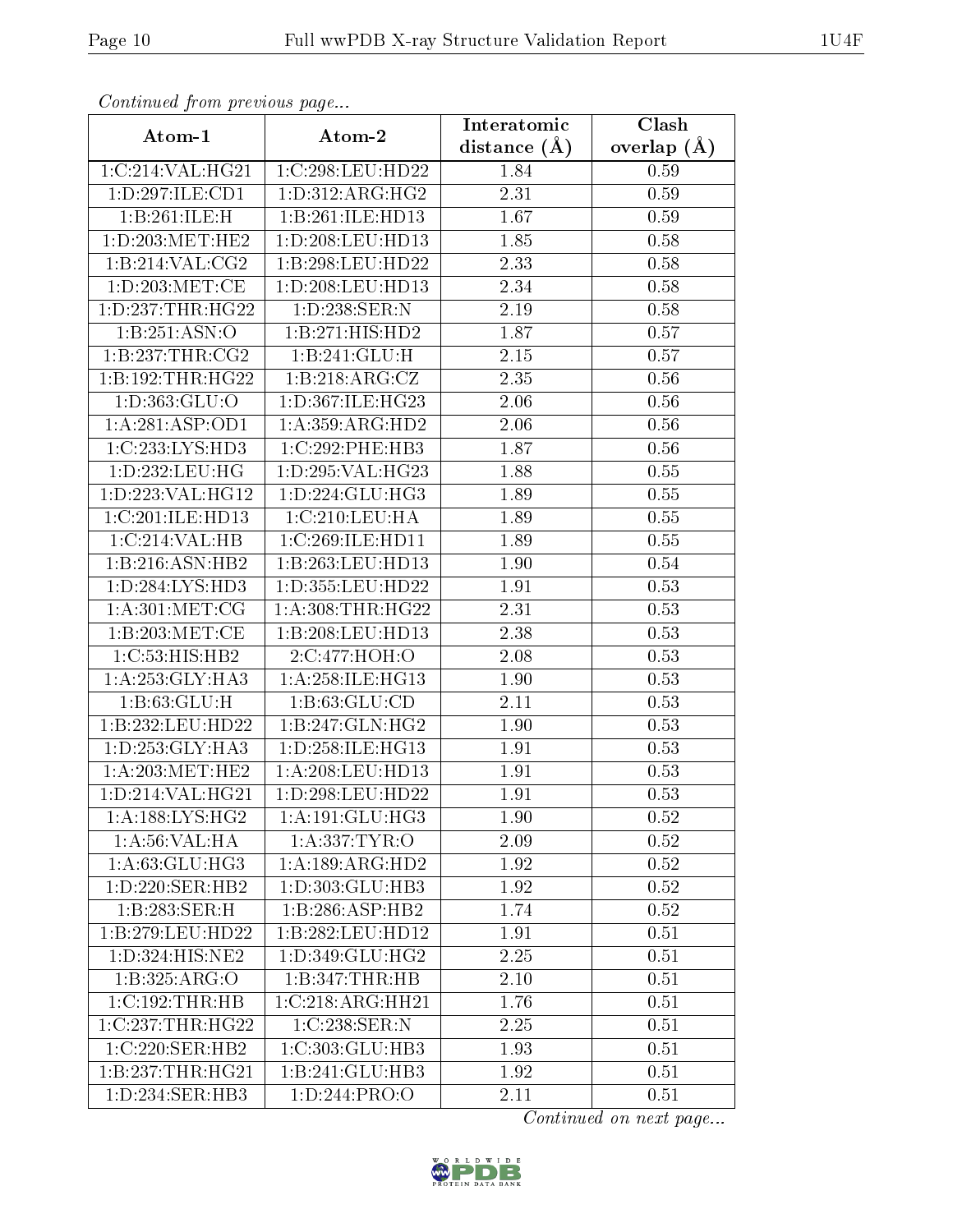*Continued from previous page...*

| Atom-1 | Atom-2 | Interatomic distance (Å) | Clash overlap (Å) |
|---|---|---|---|
| 1:C:214:VAL:HG21 | 1:C:298:LEU:HD22 | 1.84 | 0.59 |
| 1:D:297:ILE:CD1 | 1:D:312:ARG:HG2 | 2.31 | 0.59 |
| 1:B:261:ILE:H | 1:B:261:ILE:HD13 | 1.67 | 0.59 |
| 1:D:203:MET:HE2 | 1:D:208:LEU:HD13 | 1.85 | 0.58 |
| 1:B:214:VAL:CG2 | 1:B:298:LEU:HD22 | 2.33 | 0.58 |
| 1:D:203:MET:CE | 1:D:208:LEU:HD13 | 2.34 | 0.58 |
| 1:D:237:THR:HG22 | 1:D:238:SER:N | 2.19 | 0.58 |
| 1:B:251:ASN:O | 1:B:271:HIS:HD2 | 1.87 | 0.57 |
| 1:B:237:THR:CG2 | 1:B:241:GLU:H | 2.15 | 0.57 |
| 1:B:192:THR:HG22 | 1:B:218:ARG:CZ | 2.35 | 0.56 |
| 1:D:363:GLU:O | 1:D:367:ILE:HG23 | 2.06 | 0.56 |
| 1:A:281:ASP:OD1 | 1:A:359:ARG:HD2 | 2.06 | 0.56 |
| 1:C:233:LYS:HD3 | 1:C:292:PHE:HB3 | 1.87 | 0.56 |
| 1:D:232:LEU:HG | 1:D:295:VAL:HG23 | 1.88 | 0.55 |
| 1:D:223:VAL:HG12 | 1:D:224:GLU:HG3 | 1.89 | 0.55 |
| 1:C:201:ILE:HD13 | 1:C:210:LEU:HA | 1.89 | 0.55 |
| 1:C:214:VAL:HB | 1:C:269:ILE:HD11 | 1.89 | 0.55 |
| 1:B:216:ASN:HB2 | 1:B:263:LEU:HD13 | 1.90 | 0.54 |
| 1:D:284:LYS:HD3 | 1:D:355:LEU:HD22 | 1.91 | 0.53 |
| 1:A:301:MET:CG | 1:A:308:THR:HG22 | 2.31 | 0.53 |
| 1:B:203:MET:CE | 1:B:208:LEU:HD13 | 2.38 | 0.53 |
| 1:C:53:HIS:HB2 | 2:C:477:HOH:O | 2.08 | 0.53 |
| 1:A:253:GLY:HA3 | 1:A:258:ILE:HG13 | 1.90 | 0.53 |
| 1:B:63:GLU:H | 1:B:63:GLU:CD | 2.11 | 0.53 |
| 1:B:232:LEU:HD22 | 1:B:247:GLN:HG2 | 1.90 | 0.53 |
| 1:D:253:GLY:HA3 | 1:D:258:ILE:HG13 | 1.91 | 0.53 |
| 1:A:203:MET:HE2 | 1:A:208:LEU:HD13 | 1.91 | 0.53 |
| 1:D:214:VAL:HG21 | 1:D:298:LEU:HD22 | 1.91 | 0.53 |
| 1:A:188:LYS:HG2 | 1:A:191:GLU:HG3 | 1.90 | 0.52 |
| 1:A:56:VAL:HA | 1:A:337:TYR:O | 2.09 | 0.52 |
| 1:A:63:GLU:HG3 | 1:A:189:ARG:HD2 | 1.92 | 0.52 |
| 1:D:220:SER:HB2 | 1:D:303:GLU:HB3 | 1.92 | 0.52 |
| 1:B:283:SER:H | 1:B:286:ASP:HB2 | 1.74 | 0.52 |
| 1:B:279:LEU:HD22 | 1:B:282:LEU:HD12 | 1.91 | 0.51 |
| 1:D:324:HIS:NE2 | 1:D:349:GLU:HG2 | 2.25 | 0.51 |
| 1:B:325:ARG:O | 1:B:347:THR:HB | 2.10 | 0.51 |
| 1:C:192:THR:HB | 1:C:218:ARG:HH21 | 1.76 | 0.51 |
| 1:C:237:THR:HG22 | 1:C:238:SER:N | 2.25 | 0.51 |
| 1:C:220:SER:HB2 | 1:C:303:GLU:HB3 | 1.93 | 0.51 |
| 1:B:237:THR:HG21 | 1:B:241:GLU:HB3 | 1.92 | 0.51 |
| 1:D:234:SER:HB3 | 1:D:244:PRO:O | 2.11 | 0.51 |

*Continued on next page...*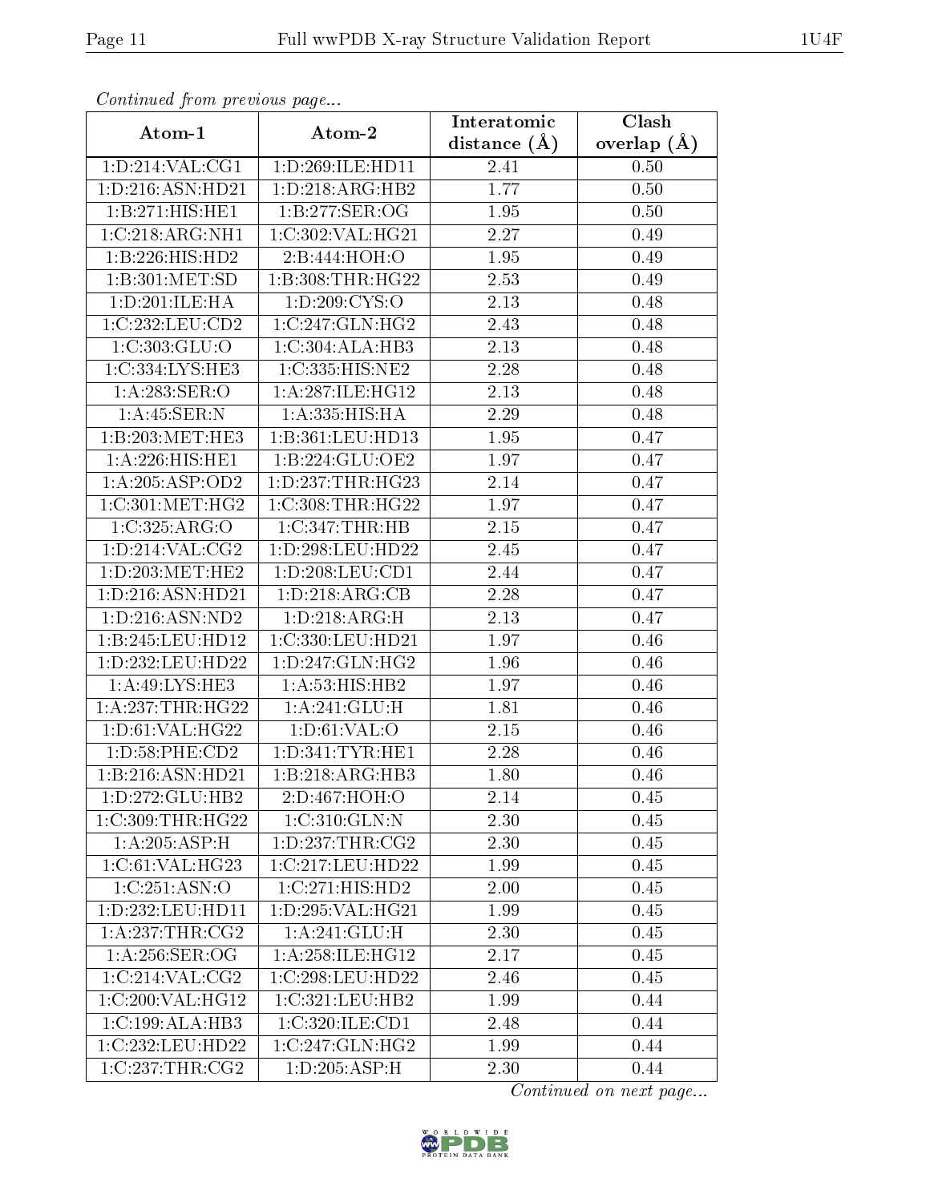*Continued from previous page...*

| Atom-1 | Atom-2 | Interatomic distance (Å) | Clash overlap (Å) |
|---|---|---|---|
| 1:D:214:VAL:CG1 | 1:D:269:ILE:HD11 | 2.41 | 0.50 |
| 1:D:216:ASN:HD21 | 1:D:218:ARG:HB2 | 1.77 | 0.50 |
| 1:B:271:HIS:HE1 | 1:B:277:SER:OG | 1.95 | 0.50 |
| 1:C:218:ARG:NH1 | 1:C:302:VAL:HG21 | 2.27 | 0.49 |
| 1:B:226:HIS:HD2 | 2:B:444:HOH:O | 1.95 | 0.49 |
| 1:B:301:MET:SD | 1:B:308:THR:HG22 | 2.53 | 0.49 |
| 1:D:201:ILE:HA | 1:D:209:CYS:O | 2.13 | 0.48 |
| 1:C:232:LEU:CD2 | 1:C:247:GLN:HG2 | 2.43 | 0.48 |
| 1:C:303:GLU:O | 1:C:304:ALA:HB3 | 2.13 | 0.48 |
| 1:C:334:LYS:HE3 | 1:C:335:HIS:NE2 | 2.28 | 0.48 |
| 1:A:283:SER:O | 1:A:287:ILE:HG12 | 2.13 | 0.48 |
| 1:A:45:SER:N | 1:A:335:HIS:HA | 2.29 | 0.48 |
| 1:B:203:MET:HE3 | 1:B:361:LEU:HD13 | 1.95 | 0.47 |
| 1:A:226:HIS:HE1 | 1:B:224:GLU:OE2 | 1.97 | 0.47 |
| 1:A:205:ASP:OD2 | 1:D:237:THR:HG23 | 2.14 | 0.47 |
| 1:C:301:MET:HG2 | 1:C:308:THR:HG22 | 1.97 | 0.47 |
| 1:C:325:ARG:O | 1:C:347:THR:HB | 2.15 | 0.47 |
| 1:D:214:VAL:CG2 | 1:D:298:LEU:HD22 | 2.45 | 0.47 |
| 1:D:203:MET:HE2 | 1:D:208:LEU:CD1 | 2.44 | 0.47 |
| 1:D:216:ASN:HD21 | 1:D:218:ARG:CB | 2.28 | 0.47 |
| 1:D:216:ASN:ND2 | 1:D:218:ARG:H | 2.13 | 0.47 |
| 1:B:245:LEU:HD12 | 1:C:330:LEU:HD21 | 1.97 | 0.46 |
| 1:D:232:LEU:HD22 | 1:D:247:GLN:HG2 | 1.96 | 0.46 |
| 1:A:49:LYS:HE3 | 1:A:53:HIS:HB2 | 1.97 | 0.46 |
| 1:A:237:THR:HG22 | 1:A:241:GLU:H | 1.81 | 0.46 |
| 1:D:61:VAL:HG22 | 1:D:61:VAL:O | 2.15 | 0.46 |
| 1:D:58:PHE:CD2 | 1:D:341:TYR:HE1 | 2.28 | 0.46 |
| 1:B:216:ASN:HD21 | 1:B:218:ARG:HB3 | 1.80 | 0.46 |
| 1:D:272:GLU:HB2 | 2:D:467:HOH:O | 2.14 | 0.45 |
| 1:C:309:THR:HG22 | 1:C:310:GLN:N | 2.30 | 0.45 |
| 1:A:205:ASP:H | 1:D:237:THR:CG2 | 2.30 | 0.45 |
| 1:C:61:VAL:HG23 | 1:C:217:LEU:HD22 | 1.99 | 0.45 |
| 1:C:251:ASN:O | 1:C:271:HIS:HD2 | 2.00 | 0.45 |
| 1:D:232:LEU:HD11 | 1:D:295:VAL:HG21 | 1.99 | 0.45 |
| 1:A:237:THR:CG2 | 1:A:241:GLU:H | 2.30 | 0.45 |
| 1:A:256:SER:OG | 1:A:258:ILE:HG12 | 2.17 | 0.45 |
| 1:C:214:VAL:CG2 | 1:C:298:LEU:HD22 | 2.46 | 0.45 |
| 1:C:200:VAL:HG12 | 1:C:321:LEU:HB2 | 1.99 | 0.44 |
| 1:C:199:ALA:HB3 | 1:C:320:ILE:CD1 | 2.48 | 0.44 |
| 1:C:232:LEU:HD22 | 1:C:247:GLN:HG2 | 1.99 | 0.44 |
| 1:C:237:THR:CG2 | 1:D:205:ASP:H | 2.30 | 0.44 |

*Continued on next page...*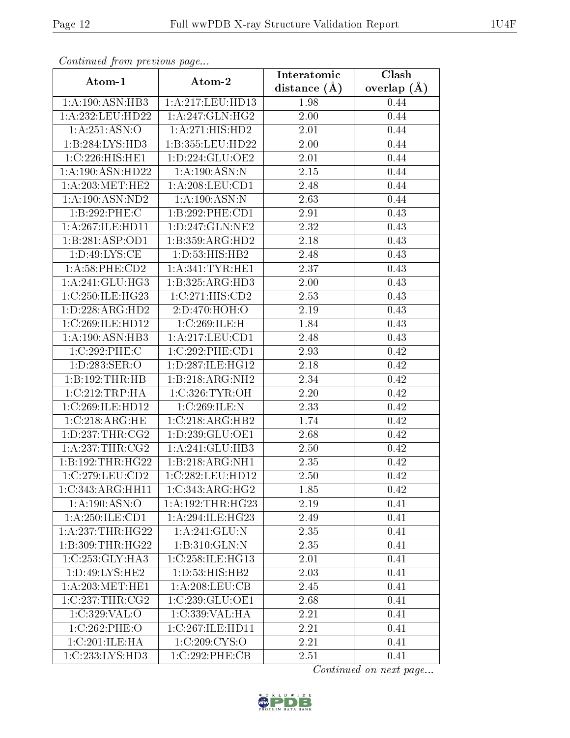*Continued from previous page...*

| Atom-1 | Atom-2 | Interatomic distance (Å) | Clash overlap (Å) |
|---|---|---|---|
| 1:A:190:ASN:HB3 | 1:A:217:LEU:HD13 | 1.98 | 0.44 |
| 1:A:232:LEU:HD22 | 1:A:247:GLN:HG2 | 2.00 | 0.44 |
| 1:A:251:ASN:O | 1:A:271:HIS:HD2 | 2.01 | 0.44 |
| 1:B:284:LYS:HD3 | 1:B:355:LEU:HD22 | 2.00 | 0.44 |
| 1:C:226:HIS:HE1 | 1:D:224:GLU:OE2 | 2.01 | 0.44 |
| 1:A:190:ASN:HD22 | 1:A:190:ASN:N | 2.15 | 0.44 |
| 1:A:203:MET:HE2 | 1:A:208:LEU:CD1 | 2.48 | 0.44 |
| 1:A:190:ASN:ND2 | 1:A:190:ASN:N | 2.63 | 0.44 |
| 1:B:292:PHE:C | 1:B:292:PHE:CD1 | 2.91 | 0.43 |
| 1:A:267:ILE:HD11 | 1:D:247:GLN:NE2 | 2.32 | 0.43 |
| 1:B:281:ASP:OD1 | 1:B:359:ARG:HD2 | 2.18 | 0.43 |
| 1:D:49:LYS:CE | 1:D:53:HIS:HB2 | 2.48 | 0.43 |
| 1:A:58:PHE:CD2 | 1:A:341:TYR:HE1 | 2.37 | 0.43 |
| 1:A:241:GLU:HG3 | 1:B:325:ARG:HD3 | 2.00 | 0.43 |
| 1:C:250:ILE:HG23 | 1:C:271:HIS:CD2 | 2.53 | 0.43 |
| 1:D:228:ARG:HD2 | 2:D:470:HOH:O | 2.19 | 0.43 |
| 1:C:269:ILE:HD12 | 1:C:269:ILE:H | 1.84 | 0.43 |
| 1:A:190:ASN:HB3 | 1:A:217:LEU:CD1 | 2.48 | 0.43 |
| 1:C:292:PHE:C | 1:C:292:PHE:CD1 | 2.93 | 0.42 |
| 1:D:283:SER:O | 1:D:287:ILE:HG12 | 2.18 | 0.42 |
| 1:B:192:THR:HB | 1:B:218:ARG:NH2 | 2.34 | 0.42 |
| 1:C:212:TRP:HA | 1:C:326:TYR:OH | 2.20 | 0.42 |
| 1:C:269:ILE:HD12 | 1:C:269:ILE:N | 2.33 | 0.42 |
| 1:C:218:ARG:HE | 1:C:218:ARG:HB2 | 1.74 | 0.42 |
| 1:D:237:THR:CG2 | 1:D:239:GLU:OE1 | 2.68 | 0.42 |
| 1:A:237:THR:CG2 | 1:A:241:GLU:HB3 | 2.50 | 0.42 |
| 1:B:192:THR:HG22 | 1:B:218:ARG:NH1 | 2.35 | 0.42 |
| 1:C:279:LEU:CD2 | 1:C:282:LEU:HD12 | 2.50 | 0.42 |
| 1:C:343:ARG:HH11 | 1:C:343:ARG:HG2 | 1.85 | 0.42 |
| 1:A:190:ASN:O | 1:A:192:THR:HG23 | 2.19 | 0.41 |
| 1:A:250:ILE:CD1 | 1:A:294:ILE:HG23 | 2.49 | 0.41 |
| 1:A:237:THR:HG22 | 1:A:241:GLU:N | 2.35 | 0.41 |
| 1:B:309:THR:HG22 | 1:B:310:GLN:N | 2.35 | 0.41 |
| 1:C:253:GLY:HA3 | 1:C:258:ILE:HG13 | 2.01 | 0.41 |
| 1:D:49:LYS:HE2 | 1:D:53:HIS:HB2 | 2.03 | 0.41 |
| 1:A:203:MET:HE1 | 1:A:208:LEU:CB | 2.45 | 0.41 |
| 1:C:237:THR:CG2 | 1:C:239:GLU:OE1 | 2.68 | 0.41 |
| 1:C:329:VAL:O | 1:C:339:VAL:HA | 2.21 | 0.41 |
| 1:C:262:PHE:O | 1:C:267:ILE:HD11 | 2.21 | 0.41 |
| 1:C:201:ILE:HA | 1:C:209:CYS:O | 2.21 | 0.41 |
| 1:C:233:LYS:HD3 | 1:C:292:PHE:CB | 2.51 | 0.41 |

*Continued on next page...*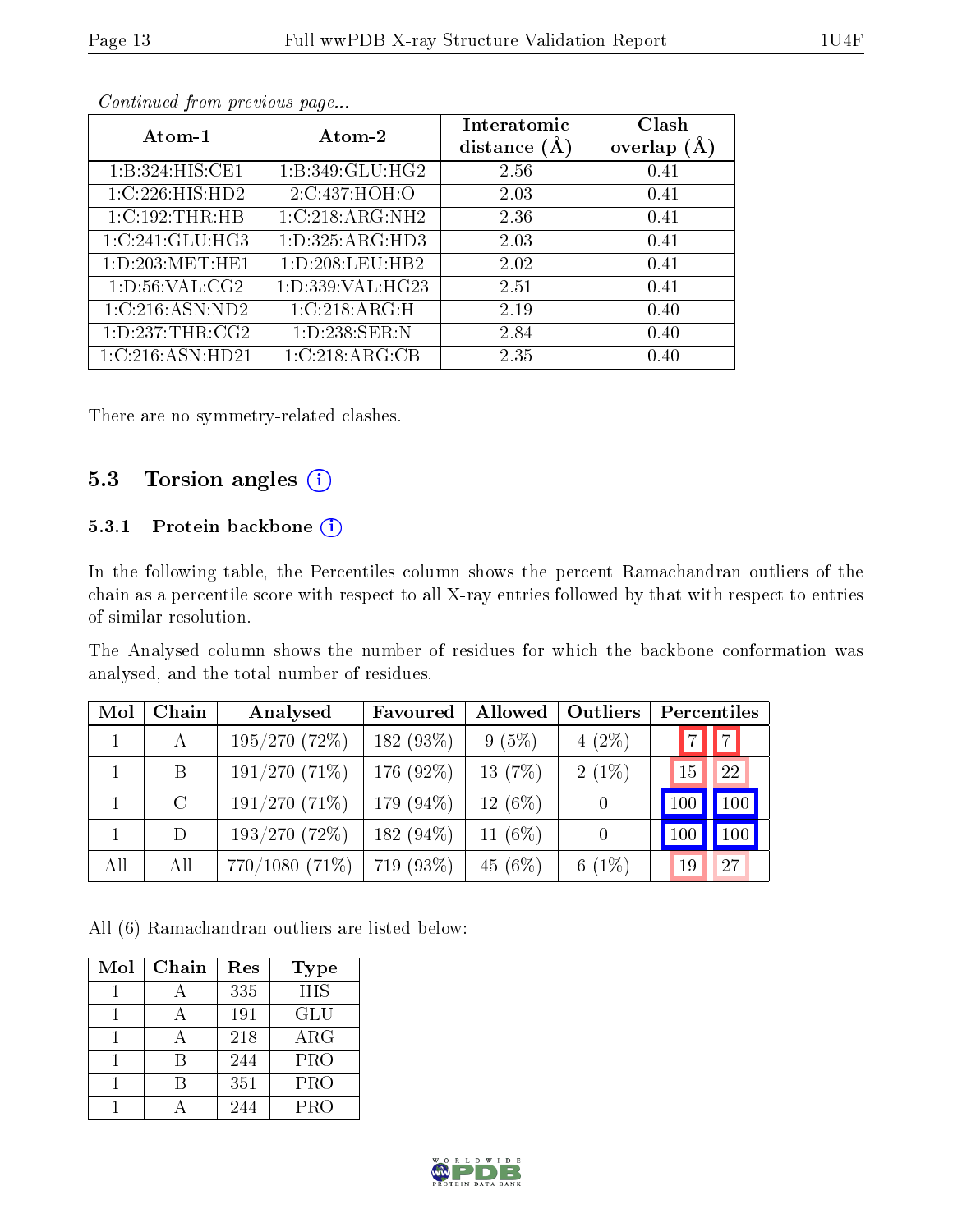*Continued from previous page...*

| Atom-1 | Atom-2 | Interatomic distance (Å) | Clash overlap (Å) |
|---|---|---|---|
| 1:B:324:HIS:CE1 | 1:B:349:GLU:HG2 | 2.56 | 0.41 |
| 1:C:226:HIS:HD2 | 2:C:437:HOH:O | 2.03 | 0.41 |
| 1:C:192:THR:HB | 1:C:218:ARG:NH2 | 2.36 | 0.41 |
| 1:C:241:GLU:HG3 | 1:D:325:ARG:HD3 | 2.03 | 0.41 |
| 1:D:203:MET:HE1 | 1:D:208:LEU:HB2 | 2.02 | 0.41 |
| 1:D:56:VAL:CG2 | 1:D:339:VAL:HG23 | 2.51 | 0.41 |
| 1:C:216:ASN:ND2 | 1:C:218:ARG:H | 2.19 | 0.40 |
| 1:D:237:THR:CG2 | 1:D:238:SER:N | 2.84 | 0.40 |
| 1:C:216:ASN:HD21 | 1:C:218:ARG:CB | 2.35 | 0.40 |

There are no symmetry-related clashes.

## 5.3 Torsion angles (i)

### 5.3.1 Protein backbone (i)

In the following table, the Percentiles column shows the percent Ramachandran outliers of the chain as a percentile score with respect to all X-ray entries followed by that with respect to entries of similar resolution.

The Analysed column shows the number of residues for which the backbone conformation was analysed, and the total number of residues.

| Mol | Chain | Analysed | Favoured | Allowed | Outliers | Percentiles | |
|---|---|---|---|---|---|---|---|
| 1 | A | 195/270 (72%) | 182 (93%) | 9 (5%) | 4 (2%) | 7 | 7 |
| 1 | B | 191/270 (71%) | 176 (92%) | 13 (7%) | 2 (1%) | 15 | 22 |
| 1 | C | 191/270 (71%) | 179 (94%) | 12 (6%) | 0 | 100 | 100 |
| 1 | D | 193/270 (72%) | 182 (94%) | 11 (6%) | 0 | 100 | 100 |
| All | All | 770/1080 (71%) | 719 (93%) | 45 (6%) | 6 (1%) | 19 | 27 |

All (6) Ramachandran outliers are listed below:

| Mol | Chain | Res | Type |
|---|---|---|---|
| 1 | A | 335 | HIS |
| 1 | A | 191 | GLU |
| 1 | A | 218 | ARG |
| 1 | B | 244 | PRO |
| 1 | B | 351 | PRO |
| 1 | A | 244 | PRO |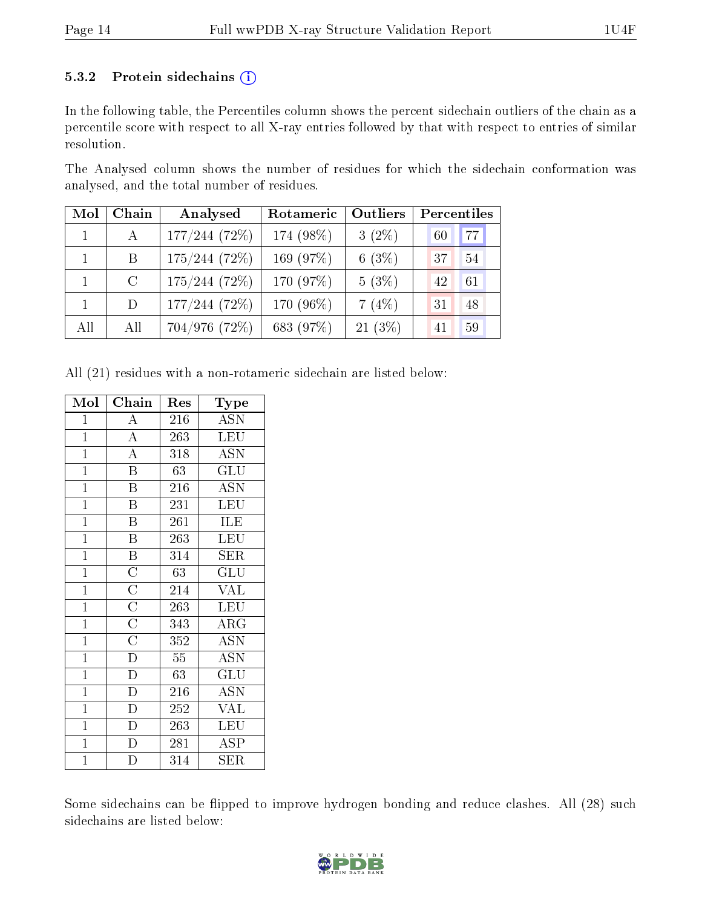### 5.3.2 Protein sidechains

In the following table, the Percentiles column shows the percent sidechain outliers of the chain as a percentile score with respect to all X-ray entries followed by that with respect to entries of similar resolution.

The Analysed column shows the number of residues for which the sidechain conformation was analysed, and the total number of residues.

| Mol | Chain | Analysed | Rotameric | Outliers | Percentiles | |
|---|---|---|---|---|---|---|
| 1 | A | 177/244 (72%) | 174 (98%) | 3 (2%) | 60 | 77 |
| 1 | B | 175/244 (72%) | 169 (97%) | 6 (3%) | 37 | 54 |
| 1 | C | 175/244 (72%) | 170 (97%) | 5 (3%) | 42 | 61 |
| 1 | D | 177/244 (72%) | 170 (96%) | 7 (4%) | 31 | 48 |
| All | All | 704/976 (72%) | 683 (97%) | 21 (3%) | 41 | 59 |

All (21) residues with a non-rotameric sidechain are listed below:

| Mol | Chain | Res | Type |
|---|---|---|---|
| 1 | A | 216 | ASN |
| 1 | A | 263 | LEU |
| 1 | A | 318 | ASN |
| 1 | B | 63 | GLU |
| 1 | B | 216 | ASN |
| 1 | B | 231 | LEU |
| 1 | B | 261 | ILE |
| 1 | B | 263 | LEU |
| 1 | B | 314 | SER |
| 1 | C | 63 | GLU |
| 1 | C | 214 | VAL |
| 1 | C | 263 | LEU |
| 1 | C | 343 | ARG |
| 1 | C | 352 | ASN |
| 1 | D | 55 | ASN |
| 1 | D | 63 | GLU |
| 1 | D | 216 | ASN |
| 1 | D | 252 | VAL |
| 1 | D | 263 | LEU |
| 1 | D | 281 | ASP |
| 1 | D | 314 | SER |

Some sidechains can be flipped to improve hydrogen bonding and reduce clashes. All (28) such sidechains are listed below: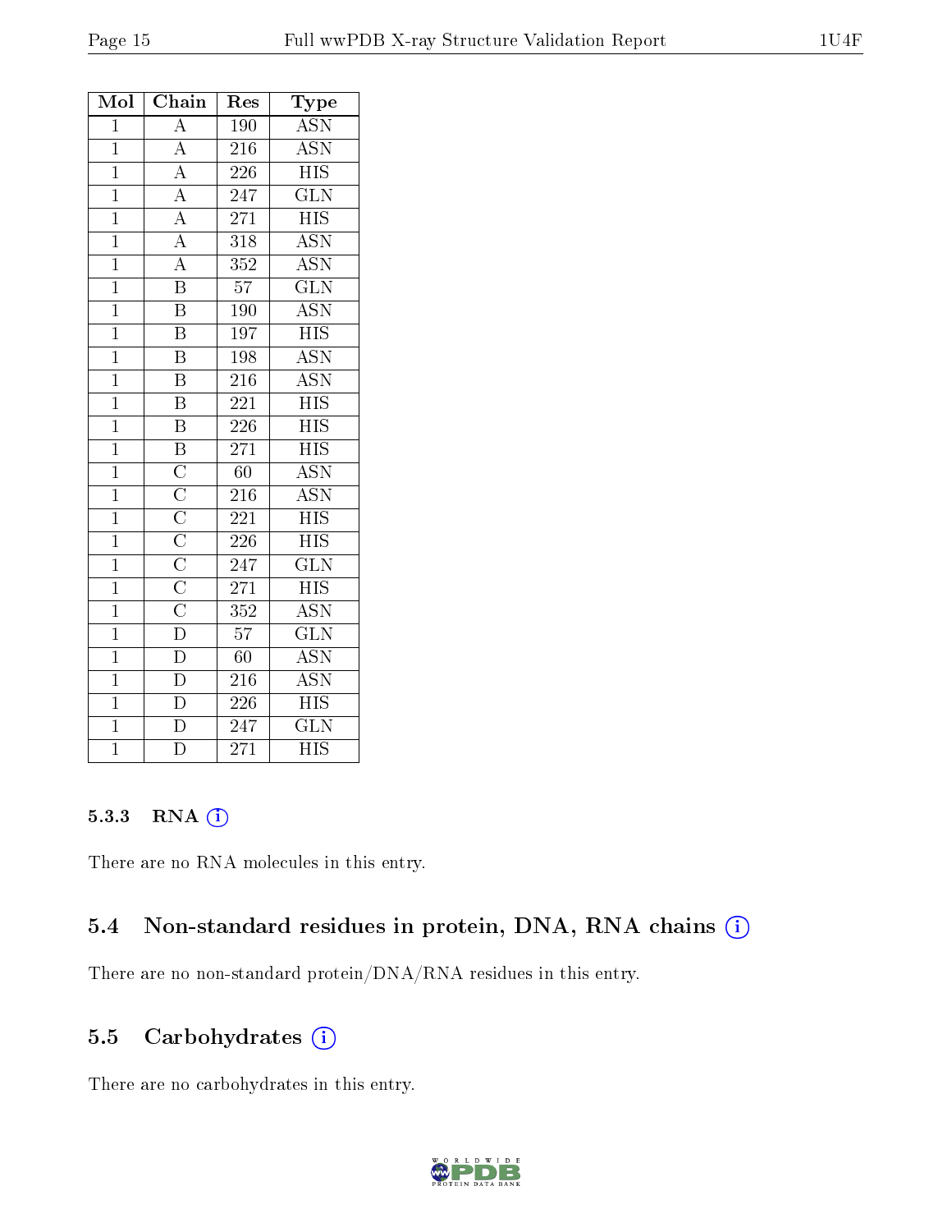| Mol | Chain | Res | Type |
|---|---|---|---|
| 1 | A | 190 | ASN |
| 1 | A | 216 | ASN |
| 1 | A | 226 | HIS |
| 1 | A | 247 | GLN |
| 1 | A | 271 | HIS |
| 1 | A | 318 | ASN |
| 1 | A | 352 | ASN |
| 1 | B | 57 | GLN |
| 1 | B | 190 | ASN |
| 1 | B | 197 | HIS |
| 1 | B | 198 | ASN |
| 1 | B | 216 | ASN |
| 1 | B | 221 | HIS |
| 1 | B | 226 | HIS |
| 1 | B | 271 | HIS |
| 1 | C | 60 | ASN |
| 1 | C | 216 | ASN |
| 1 | C | 221 | HIS |
| 1 | C | 226 | HIS |
| 1 | C | 247 | GLN |
| 1 | C | 271 | HIS |
| 1 | C | 352 | ASN |
| 1 | D | 57 | GLN |
| 1 | D | 60 | ASN |
| 1 | D | 216 | ASN |
| 1 | D | 226 | HIS |
| 1 | D | 247 | GLN |
| 1 | D | 271 | HIS |

#### 5.3.3 RNA (i)

There are no RNA molecules in this entry.

### 5.4 Non-standard residues in protein, DNA, RNA chains (i)

There are no non-standard protein/DNA/RNA residues in this entry.

### 5.5 Carbohydrates (i)

There are no carbohydrates in this entry.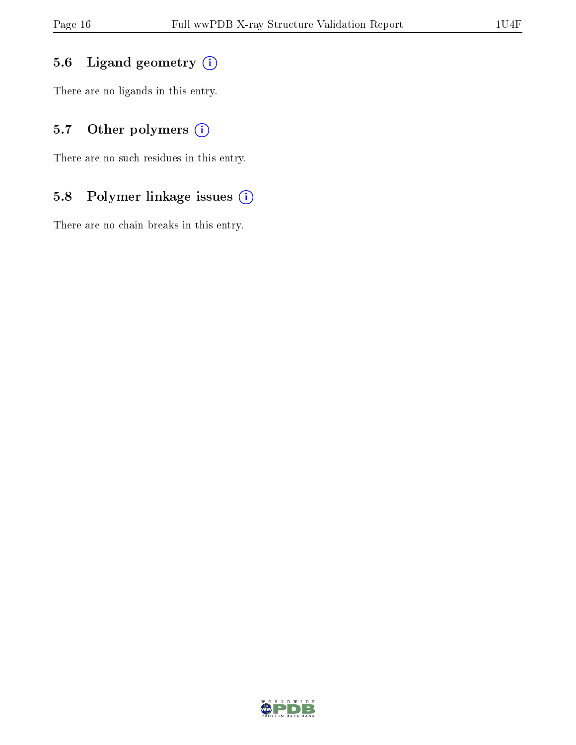### 5.6 Ligand geometry (i)

There are no ligands in this entry.

### 5.7 Other polymers (i)

There are no such residues in this entry.

### 5.8 Polymer linkage issues (i)

There are no chain breaks in this entry.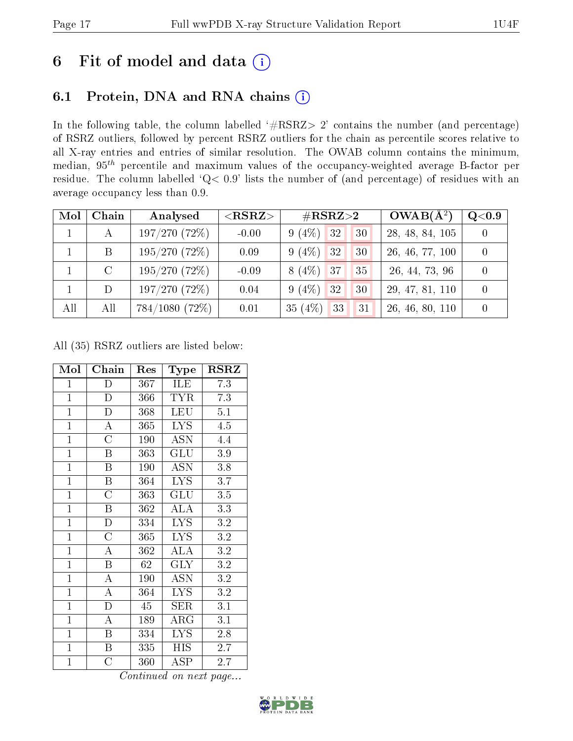# 6 Fit of model and data (i)

## 6.1 Protein, DNA and RNA chains (i)

In the following table, the column labelled '#RSRZ> 2' contains the number (and percentage) of RSRZ outliers, followed by percent RSRZ outliers for the chain as percentile scores relative to all X-ray entries and entries of similar resolution. The OWAB column contains the minimum, median, $95^{th}$ percentile and maximum values of the occupancy-weighted average B-factor per residue. The column labelled 'Q< 0.9' lists the number of (and percentage) of residues with an average occupancy less than 0.9.

| Mol | Chain | Analysed | <RSRZ> | #RSRZ>2 | | | OWAB(Å$^2$) | Q<0.9 |
|---|---|---|---|---|---|---|---|---|
| 1 | A | 197/270 (72%) | -0.00 | 9 (4%) | 32 | 30 | 28, 48, 84, 105 | 0 |
| 1 | B | 195/270 (72%) | 0.09 | 9 (4%) | 32 | 30 | 26, 46, 77, 100 | 0 |
| 1 | C | 195/270 (72%) | -0.09 | 8 (4%) | 37 | 35 | 26, 44, 73, 96 | 0 |
| 1 | D | 197/270 (72%) | 0.04 | 9 (4%) | 32 | 30 | 29, 47, 81, 110 | 0 |
| All | All | 784/1080 (72%) | 0.01 | 35 (4%) | 33 | 31 | 26, 46, 80, 110 | 0 |

All (35) RSRZ outliers are listed below:

| Mol | Chain | Res | Type | RSRZ |
|---|---|---|---|---|
| 1 | D | 367 | ILE | 7.3 |
| 1 | D | 366 | TYR | 7.3 |
| 1 | D | 368 | LEU | 5.1 |
| 1 | A | 365 | LYS | 4.5 |
| 1 | C | 190 | ASN | 4.4 |
| 1 | B | 363 | GLU | 3.9 |
| 1 | B | 190 | ASN | 3.8 |
| 1 | B | 364 | LYS | 3.7 |
| 1 | C | 363 | GLU | 3.5 |
| 1 | B | 362 | ALA | 3.3 |
| 1 | D | 334 | LYS | 3.2 |
| 1 | C | 365 | LYS | 3.2 |
| 1 | A | 362 | ALA | 3.2 |
| 1 | B | 62 | GLY | 3.2 |
| 1 | A | 190 | ASN | 3.2 |
| 1 | A | 364 | LYS | 3.2 |
| 1 | D | 45 | SER | 3.1 |
| 1 | A | 189 | ARG | 3.1 |
| 1 | B | 334 | LYS | 2.8 |
| 1 | B | 335 | HIS | 2.7 |
| 1 | C | 360 | ASP | 2.7 |

*Continued on next page...*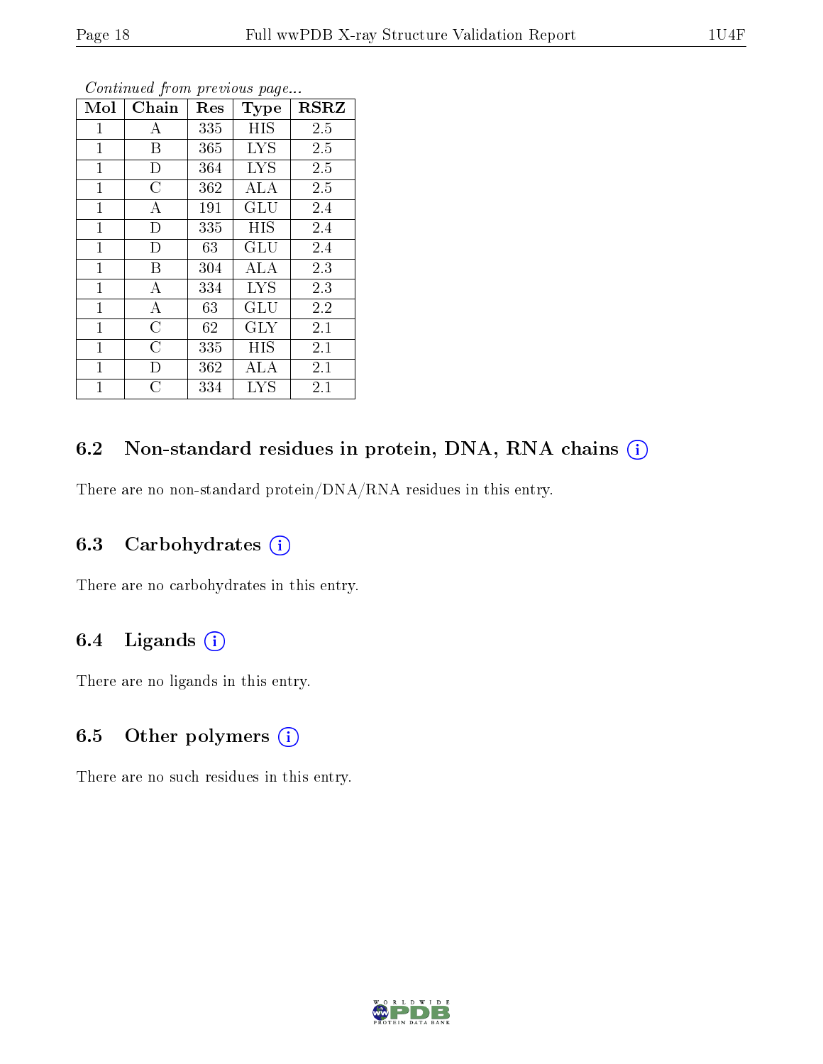*Continued from previous page...*

| Mol | Chain | Res | Type | RSRZ |
|---|---|---|---|---|
| 1 | A | 335 | HIS | 2.5 |
| 1 | B | 365 | LYS | 2.5 |
| 1 | D | 364 | LYS | 2.5 |
| 1 | C | 362 | ALA | 2.5 |
| 1 | A | 191 | GLU | 2.4 |
| 1 | D | 335 | HIS | 2.4 |
| 1 | D | 63 | GLU | 2.4 |
| 1 | B | 304 | ALA | 2.3 |
| 1 | A | 334 | LYS | 2.3 |
| 1 | A | 63 | GLU | 2.2 |
| 1 | C | 62 | GLY | 2.1 |
| 1 | C | 335 | HIS | 2.1 |
| 1 | D | 362 | ALA | 2.1 |
| 1 | C | 334 | LYS | 2.1 |

### 6.2 Non-standard residues in protein, DNA, RNA chains

There are no non-standard protein/DNA/RNA residues in this entry.

### 6.3 Carbohydrates

There are no carbohydrates in this entry.

### 6.4 Ligands

There are no ligands in this entry.

### 6.5 Other polymers

There are no such residues in this entry.